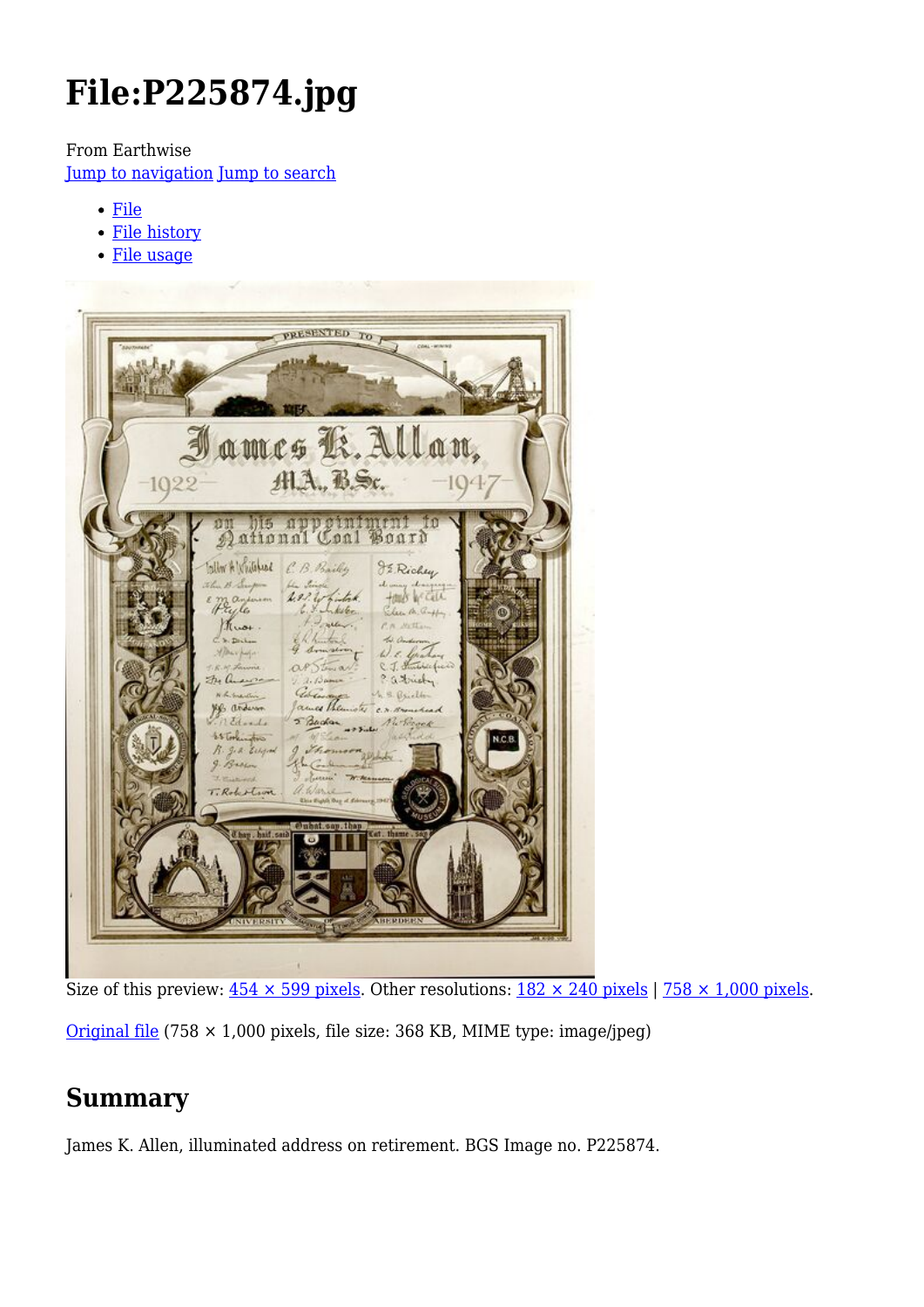# File:P225874.jpg

From Earthwise

Jump to navigation Jump to search

- File
- File history
- File usage

Size of this preview: 454 × 599 pixels. Other resolutions: 182 × 240 pixels | 758 × 1,000 pixels.

Original file (758 × 1,000 pixels, file size: 368 KB, MIME type: image/jpeg)

## Summary

James K. Allen, illuminated address on retirement. BGS Image no. P225874.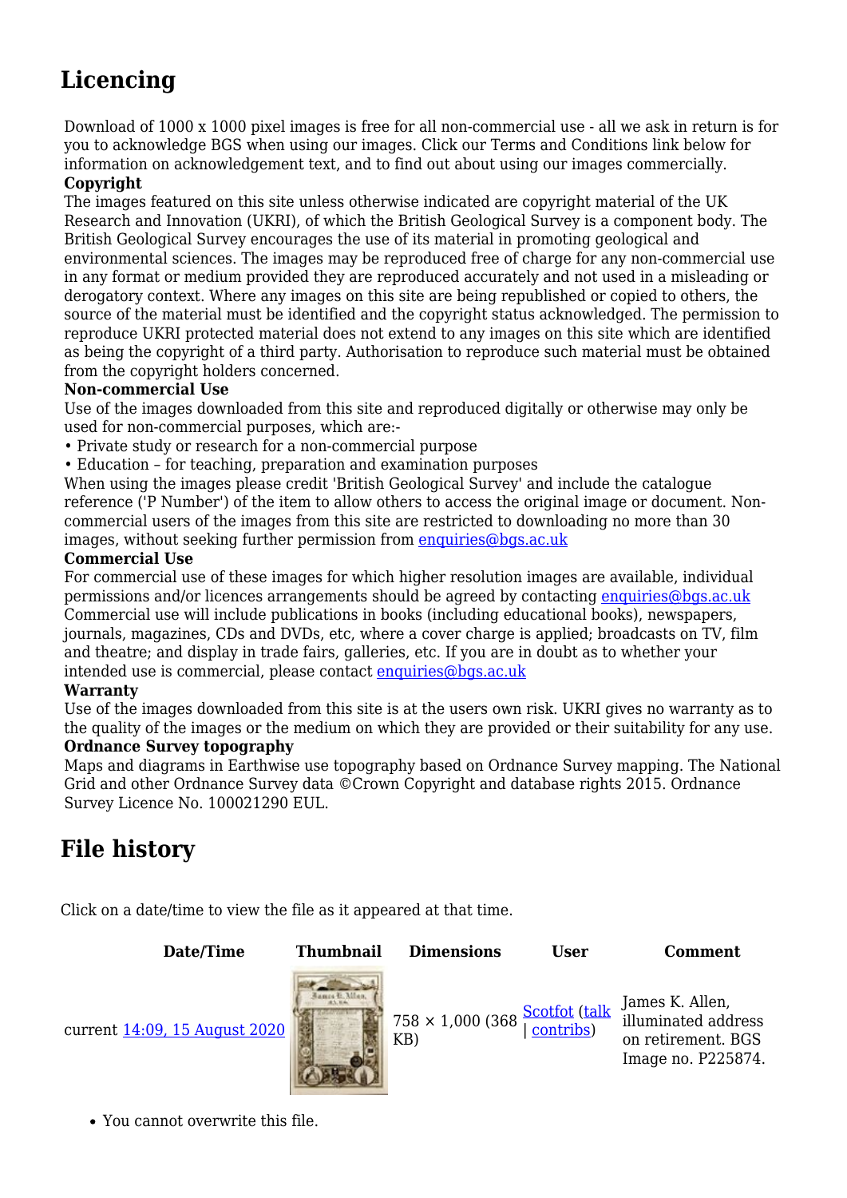## Licencing

Download of 1000 x 1000 pixel images is free for all non-commercial use - all we ask in return is for you to acknowledge BGS when using our images. Click our Terms and Conditions link below for information on acknowledgement text, and to find out about using our images commercially.

**Copyright**

The images featured on this site unless otherwise indicated are copyright material of the UK Research and Innovation (UKRI), of which the British Geological Survey is a component body. The British Geological Survey encourages the use of its material in promoting geological and environmental sciences. The images may be reproduced free of charge for any non-commercial use in any format or medium provided they are reproduced accurately and not used in a misleading or derogatory context. Where any images on this site are being republished or copied to others, the source of the material must be identified and the copyright status acknowledged. The permission to reproduce UKRI protected material does not extend to any images on this site which are identified as being the copyright of a third party. Authorisation to reproduce such material must be obtained from the copyright holders concerned.

**Non-commercial Use**

Use of the images downloaded from this site and reproduced digitally or otherwise may only be used for non-commercial purposes, which are:-

- Private study or research for a non-commercial purpose
- Education – for teaching, preparation and examination purposes

When using the images please credit 'British Geological Survey' and include the catalogue reference ('P Number') of the item to allow others to access the original image or document. Non-commercial users of the images from this site are restricted to downloading no more than 30 images, without seeking further permission from enquiries@bgs.ac.uk

**Commercial Use**

For commercial use of these images for which higher resolution images are available, individual permissions and/or licences arrangements should be agreed by contacting enquiries@bgs.ac.uk Commercial use will include publications in books (including educational books), newspapers, journals, magazines, CDs and DVDs, etc, where a cover charge is applied; broadcasts on TV, film and theatre; and display in trade fairs, galleries, etc. If you are in doubt as to whether your intended use is commercial, please contact enquiries@bgs.ac.uk

**Warranty**

Use of the images downloaded from this site is at the users own risk. UKRI gives no warranty as to the quality of the images or the medium on which they are provided or their suitability for any use.

**Ordnance Survey topography**

Maps and diagrams in Earthwise use topography based on Ordnance Survey mapping. The National Grid and other Ordnance Survey data ©Crown Copyright and database rights 2015. Ordnance Survey Licence No. 100021290 EUL.

## File history

Click on a date/time to view the file as it appeared at that time.

| Date/Time | Thumbnail | Dimensions | User | Comment |
|---|---|---|---|---|
| current 14:09, 15 August 2020 | | 758 × 1,000 (368 KB) | Scotfot (talk \| contribs) | James K. Allen, illuminated address on retirement. BGS Image no. P225874. |

- You cannot overwrite this file.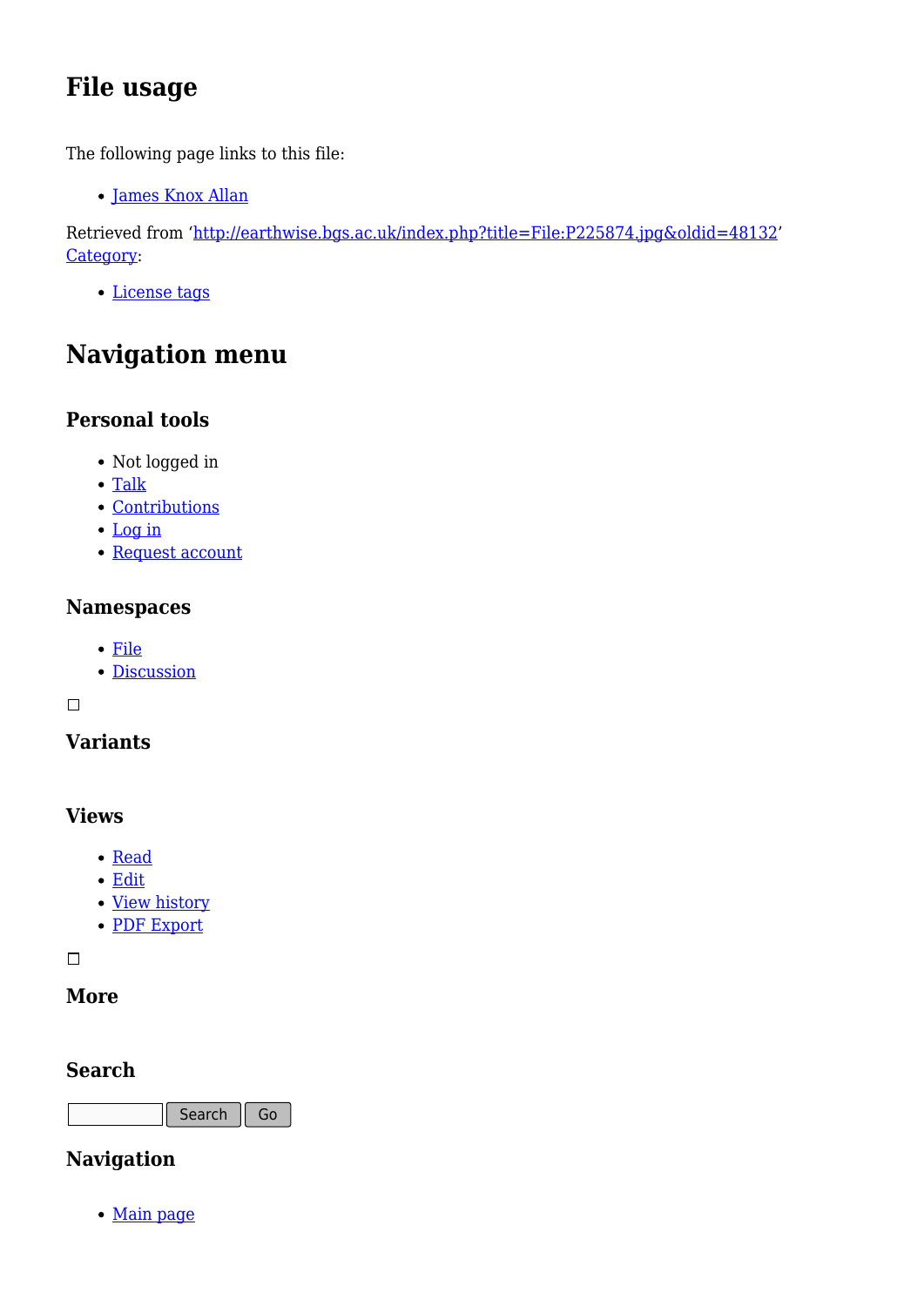## File usage

The following page links to this file:

- James Knox Allan

Retrieved from 'http://earthwise.bgs.ac.uk/index.php?title=File:P225874.jpg&oldid=48132'
Category:

- License tags

# Navigation menu

### Personal tools

- Not logged in
- Talk
- Contributions
- Log in
- Request account

### Namespaces

- File
- Discussion

### Variants

### Views

- Read
- Edit
- View history
- PDF Export

### More

### Search

Search Go

### Navigation

- Main page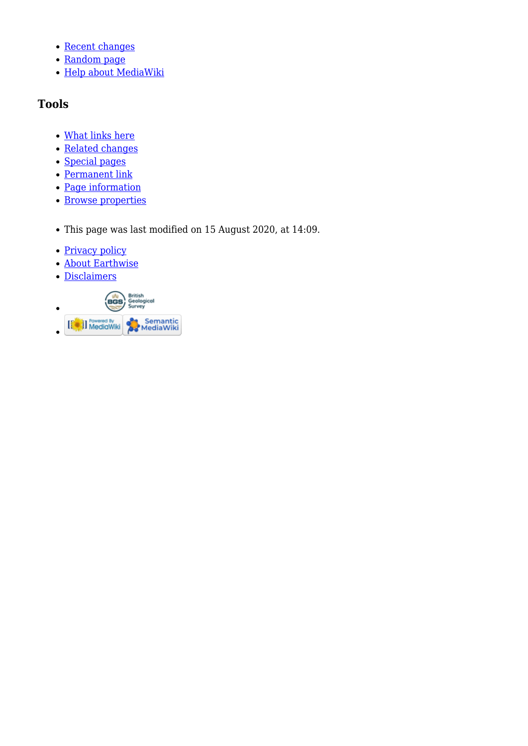- Recent changes
- Random page
- Help about MediaWiki

## Tools

- What links here
- Related changes
- Special pages
- Permanent link
- Page information
- Browse properties

- This page was last modified on 15 August 2020, at 14:09.

- Privacy policy
- About Earthwise
- Disclaimers